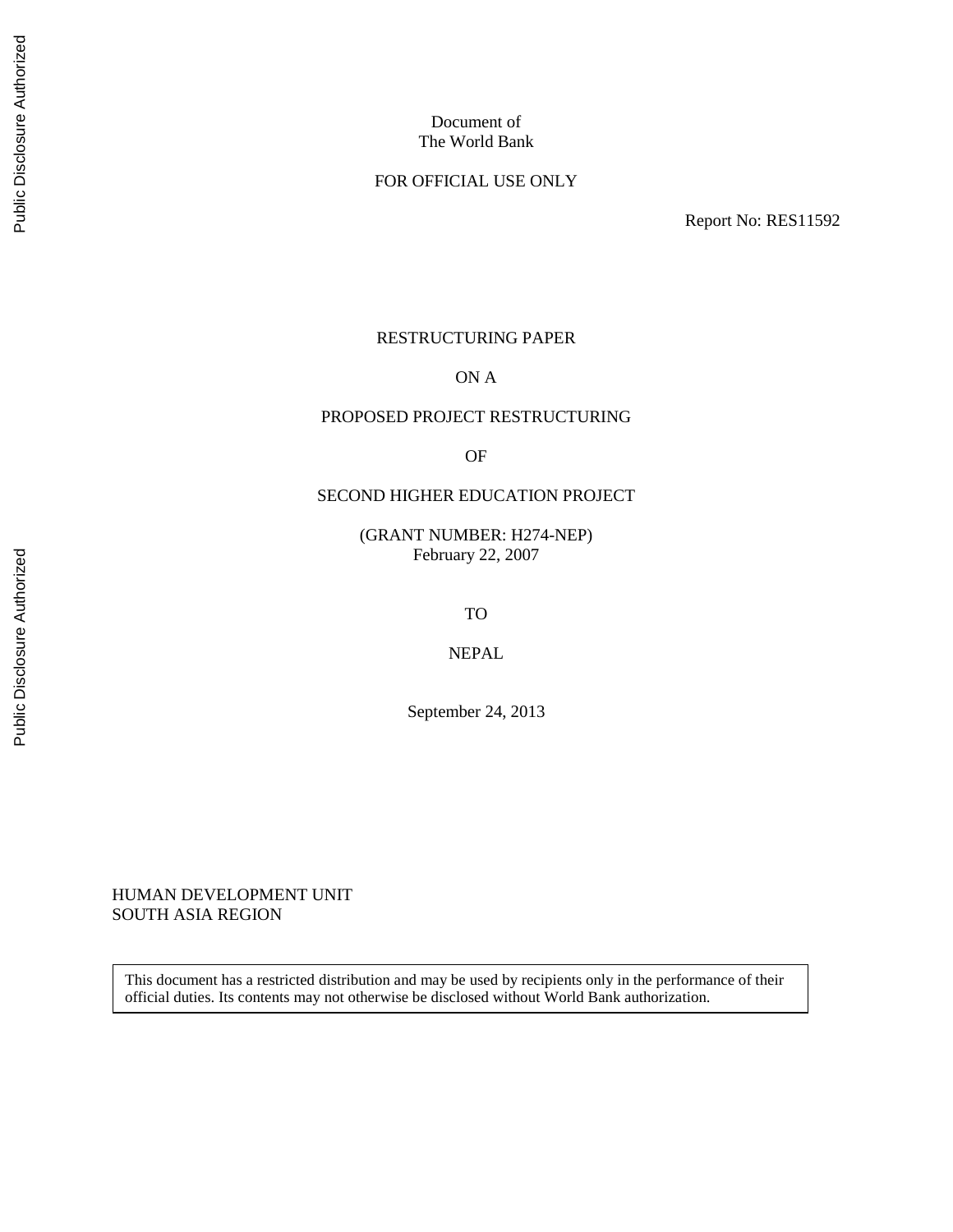Document of
The World Bank

FOR OFFICIAL USE ONLY

Report No: RES11592

RESTRUCTURING PAPER

ON A

PROPOSED PROJECT RESTRUCTURING

OF

SECOND HIGHER EDUCATION PROJECT

(GRANT NUMBER: H274-NEP)
February 22, 2007

TO

NEPAL

September 24, 2013

HUMAN DEVELOPMENT UNIT
SOUTH ASIA REGION

This document has a restricted distribution and may be used by recipients only in the performance of their official duties. Its contents may not otherwise be disclosed without World Bank authorization.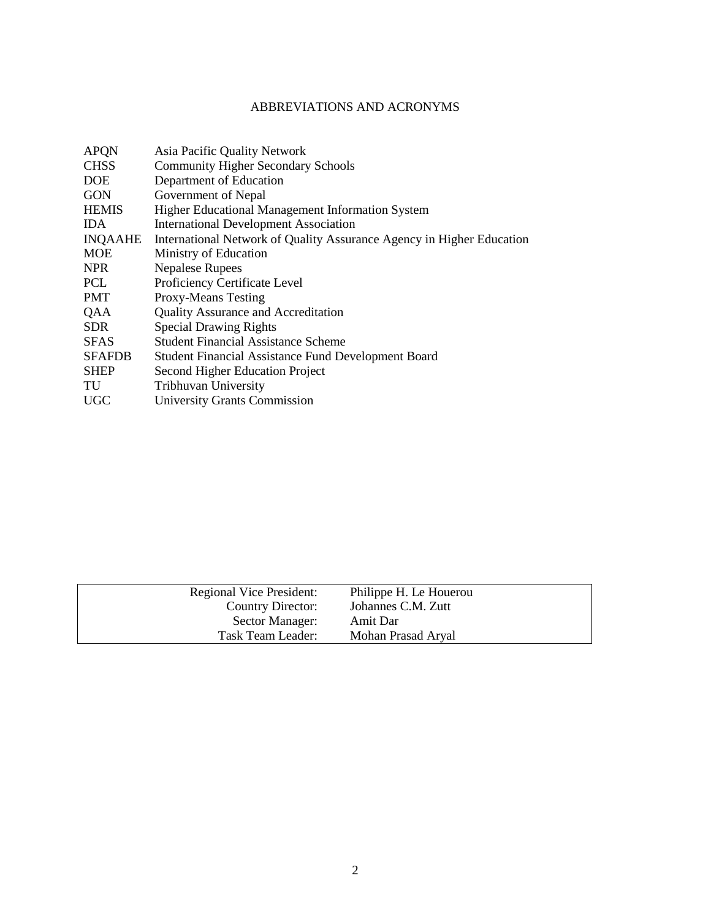## ABBREVIATIONS AND ACRONYMS

| | |
|---|---|
| APQN | Asia Pacific Quality Network |
| CHSS | Community Higher Secondary Schools |
| DOE | Department of Education |
| GON | Government of Nepal |
| HEMIS | Higher Educational Management Information System |
| IDA | International Development Association |
| INQAAHE | International Network of Quality Assurance Agency in Higher Education |
| MOE | Ministry of Education |
| NPR | Nepalese Rupees |
| PCL | Proficiency Certificate Level |
| PMT | Proxy-Means Testing |
| QAA | Quality Assurance and Accreditation |
| SDR | Special Drawing Rights |
| SFAS | Student Financial Assistance Scheme |
| SFAFDB | Student Financial Assistance Fund Development Board |
| SHEP | Second Higher Education Project |
| TU | Tribhuvan University |
| UGC | University Grants Commission |

| | |
|---|---|
| Regional Vice President: | Philippe H. Le Houerou |
| Country Director: | Johannes C.M. Zutt |
| Sector Manager: | Amit Dar |
| Task Team Leader: | Mohan Prasad Aryal |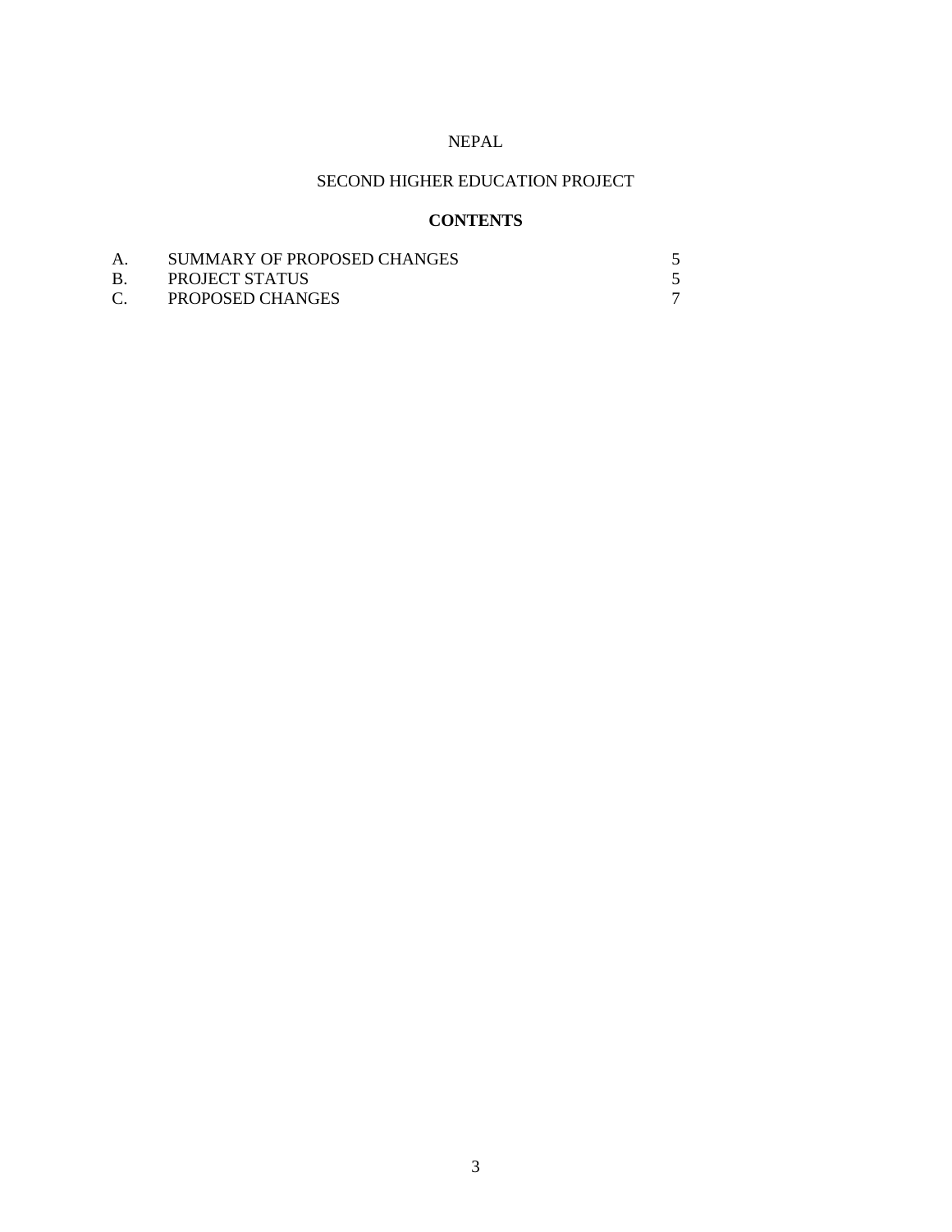NEPAL

SECOND HIGHER EDUCATION PROJECT

**CONTENTS**

| | | |
|---|---|---|
| A. | SUMMARY OF PROPOSED CHANGES | 5 |
| B. | PROJECT STATUS | 5 |
| C. | PROPOSED CHANGES | 7 |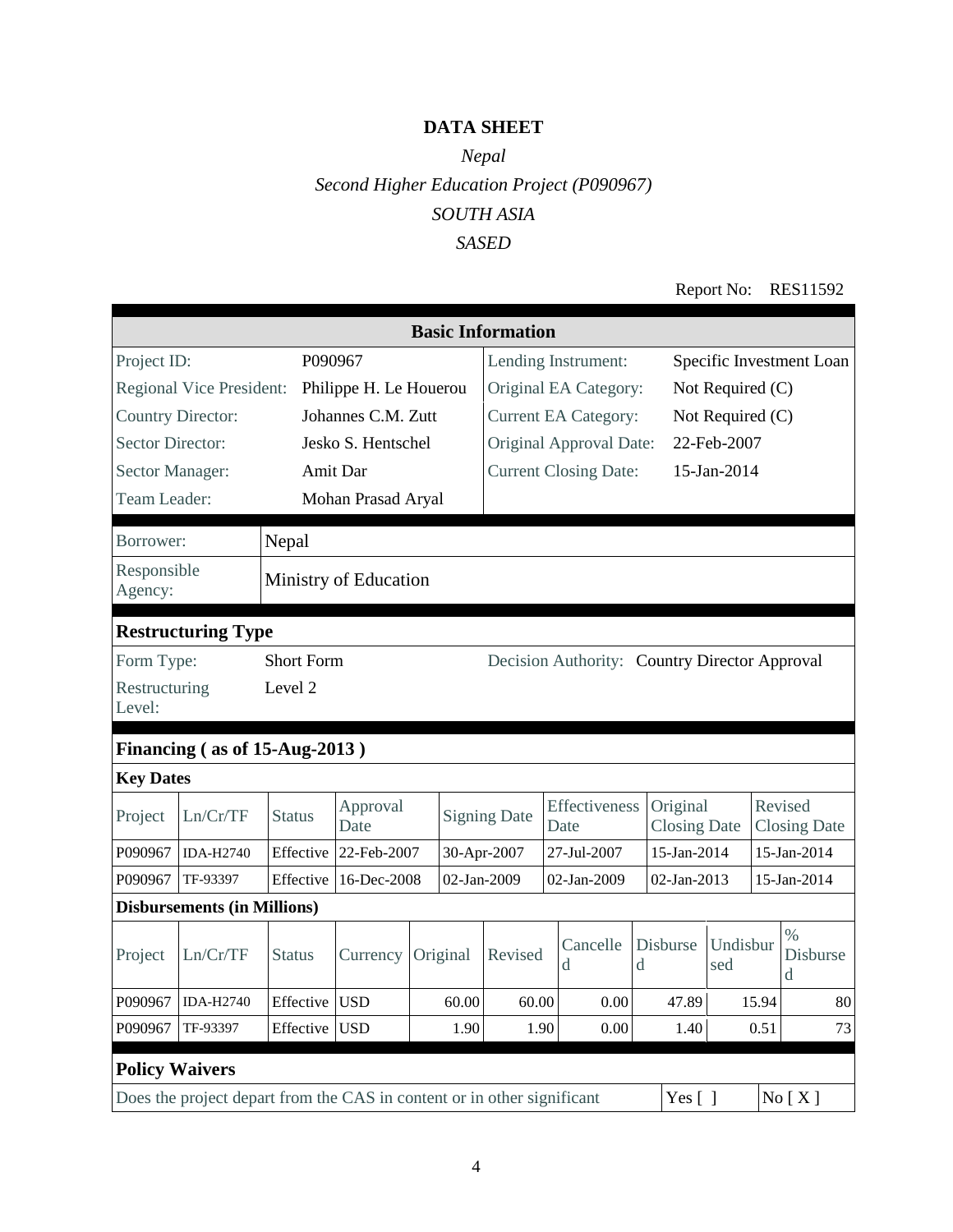# DATA SHEET

*Nepal*

*Second Higher Education Project (P090967)*

*SOUTH ASIA*

*SASED*

Report No: RES11592

| Basic Information | | | |
|---|---|---|---|
| Project ID: | P090967 | Lending Instrument: | Specific Investment Loan |
| Regional Vice President: | Philippe H. Le Houerou | Original EA Category: | Not Required (C) |
| Country Director: | Johannes C.M. Zutt | Current EA Category: | Not Required (C) |
| Sector Director: | Jesko S. Hentschel | Original Approval Date: | 22-Feb-2007 |
| Sector Manager: | Amit Dar | Current Closing Date: | 15-Jan-2014 |
| Team Leader: | Mohan Prasad Aryal | | |

| | |
|---|---|
| Borrower: | Nepal |
| Responsible Agency: | Ministry of Education |

## Restructuring Type

| | | | |
|---|---|---|---|
| Form Type: | Short Form | Decision Authority: | Country Director Approval |
| Restructuring Level: | Level 2 | | |

## Financing ( as of 15-Aug-2013 )

### Key Dates

| Project | Ln/Cr/TF | Status | Approval Date | Signing Date | Effectiveness Date | Original Closing Date | Revised Closing Date |
|---|---|---|---|---|---|---|---|
| P090967 | IDA-H2740 | Effective | 22-Feb-2007 | 30-Apr-2007 | 27-Jul-2007 | 15-Jan-2014 | 15-Jan-2014 |
| P090967 | TF-93397 | Effective | 16-Dec-2008 | 02-Jan-2009 | 02-Jan-2009 | 02-Jan-2013 | 15-Jan-2014 |

### Disbursements (in Millions)

| Project | Ln/Cr/TF | Status | Currency | Original | Revised | Cancelled | Disbursed | Undisbursed | % Disbursed |
|---|---|---|---|---|---|---|---|---|---|
| P090967 | IDA-H2740 | Effective | USD | 60.00 | 60.00 | 0.00 | 47.89 | 15.94 | 80 |
| P090967 | TF-93397 | Effective | USD | 1.90 | 1.90 | 0.00 | 1.40 | 0.51 | 73 |

## Policy Waivers

| | | |
|---|---|---|
| Does the project depart from the CAS in content or in other significant | Yes [ ] | No [ X ] |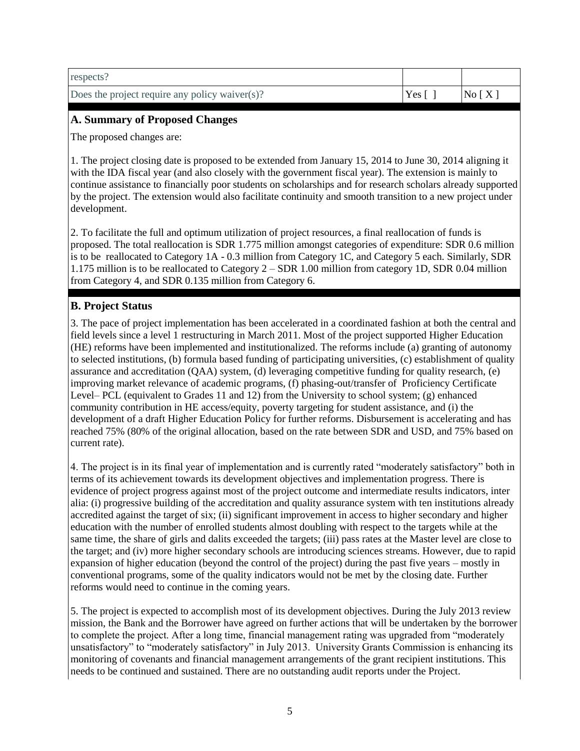| respects? | | |
|---|---|---|
| Does the project require any policy waiver(s)? | Yes [ ] | No [ X ] |

### A. Summary of Proposed Changes

The proposed changes are:

1. The project closing date is proposed to be extended from January 15, 2014 to June 30, 2014 aligning it with the IDA fiscal year (and also closely with the government fiscal year). The extension is mainly to continue assistance to financially poor students on scholarships and for research scholars already supported by the project. The extension would also facilitate continuity and smooth transition to a new project under development.

2. To facilitate the full and optimum utilization of project resources, a final reallocation of funds is proposed. The total reallocation is SDR 1.775 million amongst categories of expenditure: SDR 0.6 million is to be reallocated to Category 1A - 0.3 million from Category 1C, and Category 5 each. Similarly, SDR 1.175 million is to be reallocated to Category 2 – SDR 1.00 million from category 1D, SDR 0.04 million from Category 4, and SDR 0.135 million from Category 6.

### B. Project Status

3. The pace of project implementation has been accelerated in a coordinated fashion at both the central and field levels since a level 1 restructuring in March 2011. Most of the project supported Higher Education (HE) reforms have been implemented and institutionalized. The reforms include (a) granting of autonomy to selected institutions, (b) formula based funding of participating universities, (c) establishment of quality assurance and accreditation (QAA) system, (d) leveraging competitive funding for quality research, (e) improving market relevance of academic programs, (f) phasing-out/transfer of Proficiency Certificate Level– PCL (equivalent to Grades 11 and 12) from the University to school system; (g) enhanced community contribution in HE access/equity, poverty targeting for student assistance, and (i) the development of a draft Higher Education Policy for further reforms. Disbursement is accelerating and has reached 75% (80% of the original allocation, based on the rate between SDR and USD, and 75% based on current rate).

4. The project is in its final year of implementation and is currently rated "moderately satisfactory" both in terms of its achievement towards its development objectives and implementation progress. There is evidence of project progress against most of the project outcome and intermediate results indicators, inter alia: (i) progressive building of the accreditation and quality assurance system with ten institutions already accredited against the target of six; (ii) significant improvement in access to higher secondary and higher education with the number of enrolled students almost doubling with respect to the targets while at the same time, the share of girls and dalits exceeded the targets; (iii) pass rates at the Master level are close to the target; and (iv) more higher secondary schools are introducing sciences streams. However, due to rapid expansion of higher education (beyond the control of the project) during the past five years – mostly in conventional programs, some of the quality indicators would not be met by the closing date. Further reforms would need to continue in the coming years.

5. The project is expected to accomplish most of its development objectives. During the July 2013 review mission, the Bank and the Borrower have agreed on further actions that will be undertaken by the borrower to complete the project. After a long time, financial management rating was upgraded from "moderately unsatisfactory" to "moderately satisfactory" in July 2013. University Grants Commission is enhancing its monitoring of covenants and financial management arrangements of the grant recipient institutions. This needs to be continued and sustained. There are no outstanding audit reports under the Project.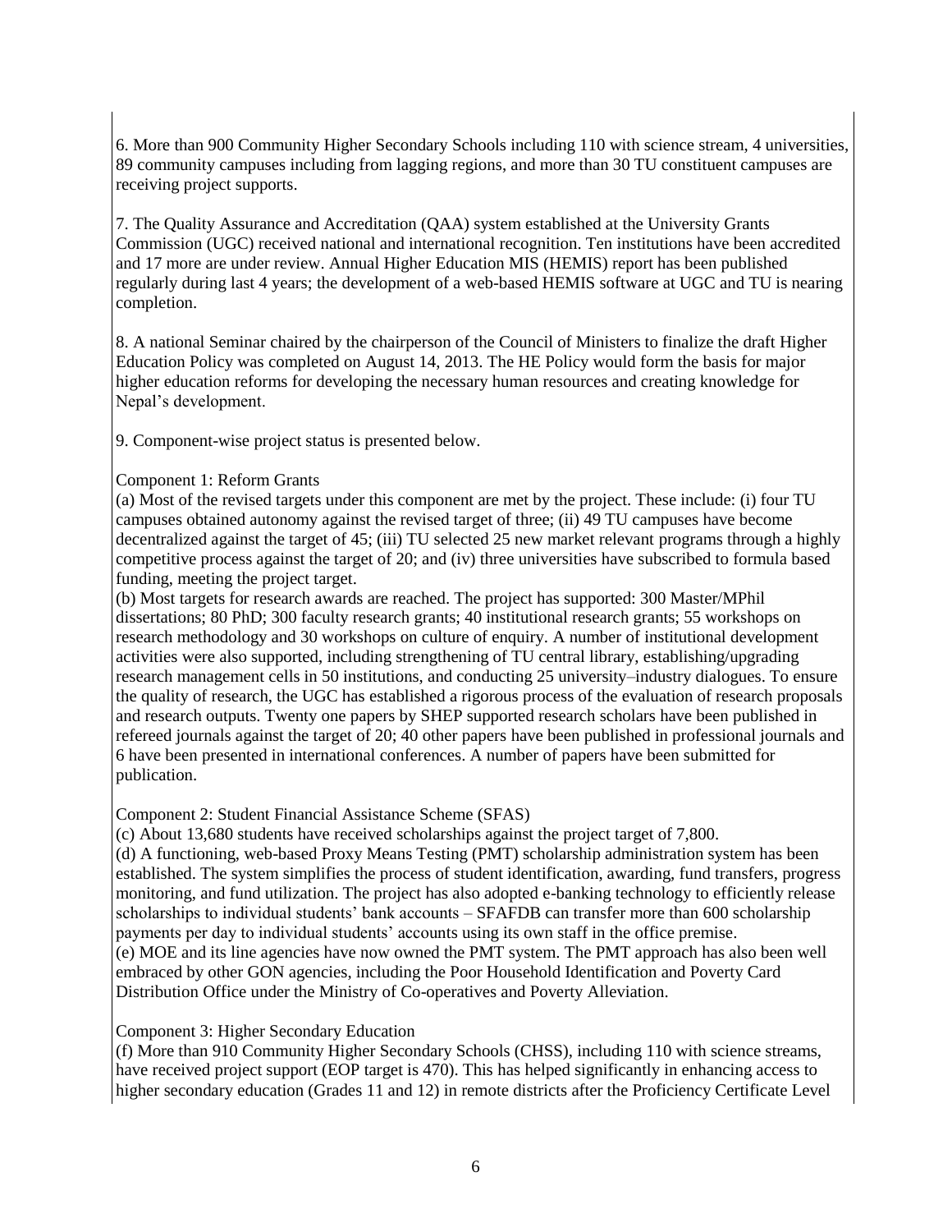6. More than 900 Community Higher Secondary Schools including 110 with science stream, 4 universities, 89 community campuses including from lagging regions, and more than 30 TU constituent campuses are receiving project supports.

7. The Quality Assurance and Accreditation (QAA) system established at the University Grants Commission (UGC) received national and international recognition. Ten institutions have been accredited and 17 more are under review. Annual Higher Education MIS (HEMIS) report has been published regularly during last 4 years; the development of a web-based HEMIS software at UGC and TU is nearing completion.

8. A national Seminar chaired by the chairperson of the Council of Ministers to finalize the draft Higher Education Policy was completed on August 14, 2013. The HE Policy would form the basis for major higher education reforms for developing the necessary human resources and creating knowledge for Nepal's development.

9. Component-wise project status is presented below.

Component 1: Reform Grants

(a) Most of the revised targets under this component are met by the project. These include: (i) four TU campuses obtained autonomy against the revised target of three; (ii) 49 TU campuses have become decentralized against the target of 45; (iii) TU selected 25 new market relevant programs through a highly competitive process against the target of 20; and (iv) three universities have subscribed to formula based funding, meeting the project target.

(b) Most targets for research awards are reached. The project has supported: 300 Master/MPhil dissertations; 80 PhD; 300 faculty research grants; 40 institutional research grants; 55 workshops on research methodology and 30 workshops on culture of enquiry. A number of institutional development activities were also supported, including strengthening of TU central library, establishing/upgrading research management cells in 50 institutions, and conducting 25 university–industry dialogues. To ensure the quality of research, the UGC has established a rigorous process of the evaluation of research proposals and research outputs. Twenty one papers by SHEP supported research scholars have been published in refereed journals against the target of 20; 40 other papers have been published in professional journals and 6 have been presented in international conferences. A number of papers have been submitted for publication.

Component 2: Student Financial Assistance Scheme (SFAS)

(c) About 13,680 students have received scholarships against the project target of 7,800.

(d) A functioning, web-based Proxy Means Testing (PMT) scholarship administration system has been established. The system simplifies the process of student identification, awarding, fund transfers, progress monitoring, and fund utilization. The project has also adopted e-banking technology to efficiently release scholarships to individual students' bank accounts – SFAFDB can transfer more than 600 scholarship payments per day to individual students' accounts using its own staff in the office premise.

(e) MOE and its line agencies have now owned the PMT system. The PMT approach has also been well embraced by other GON agencies, including the Poor Household Identification and Poverty Card Distribution Office under the Ministry of Co-operatives and Poverty Alleviation.

Component 3: Higher Secondary Education

(f) More than 910 Community Higher Secondary Schools (CHSS), including 110 with science streams, have received project support (EOP target is 470). This has helped significantly in enhancing access to higher secondary education (Grades 11 and 12) in remote districts after the Proficiency Certificate Level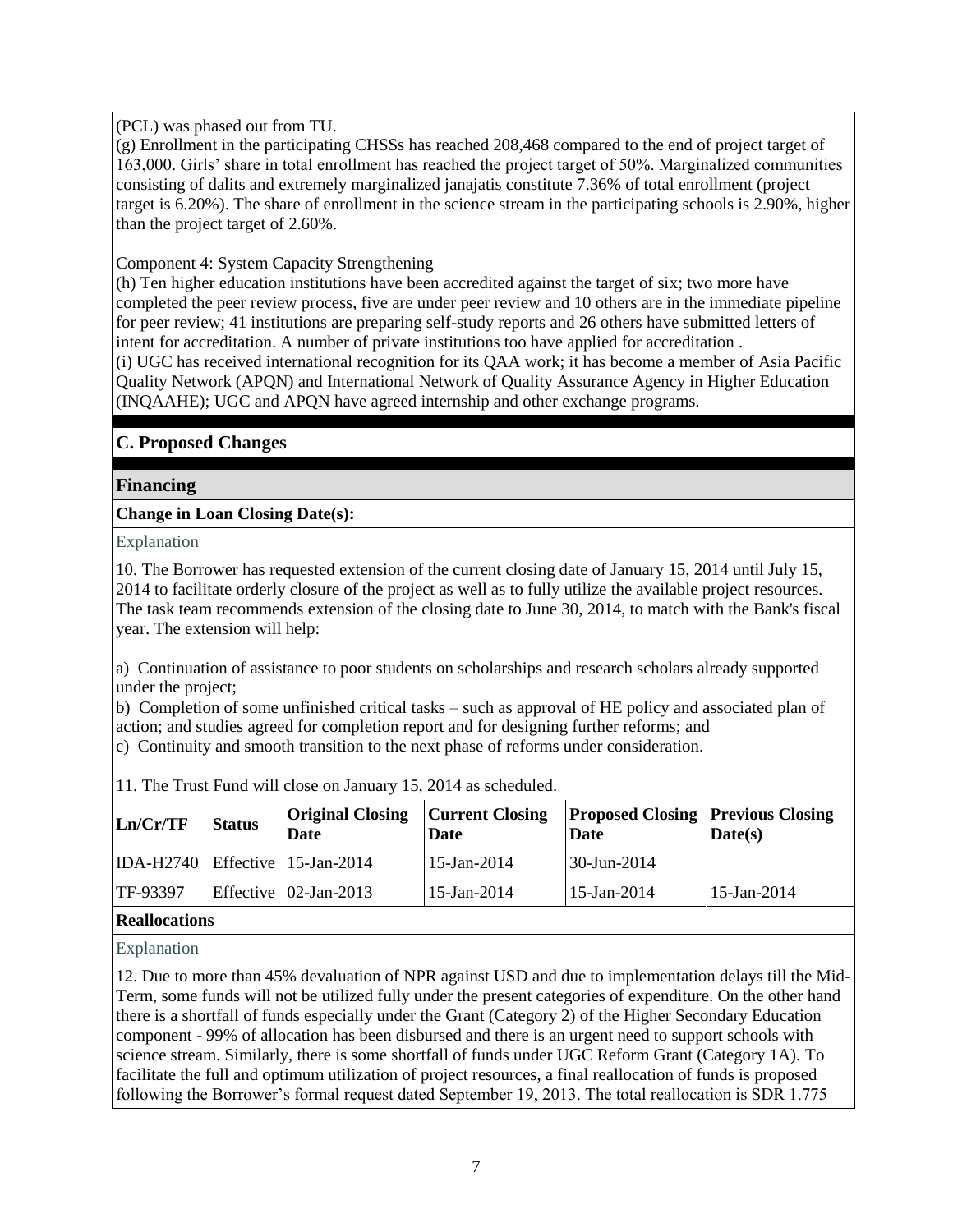(PCL) was phased out from TU.

(g) Enrollment in the participating CHSSs has reached 208,468 compared to the end of project target of 163,000. Girls' share in total enrollment has reached the project target of 50%. Marginalized communities consisting of dalits and extremely marginalized janajatis constitute 7.36% of total enrollment (project target is 6.20%). The share of enrollment in the science stream in the participating schools is 2.90%, higher than the project target of 2.60%.

Component 4: System Capacity Strengthening

(h) Ten higher education institutions have been accredited against the target of six; two more have completed the peer review process, five are under peer review and 10 others are in the immediate pipeline for peer review; 41 institutions are preparing self-study reports and 26 others have submitted letters of intent for accreditation. A number of private institutions too have applied for accreditation .

(i) UGC has received international recognition for its QAA work; it has become a member of Asia Pacific Quality Network (APQN) and International Network of Quality Assurance Agency in Higher Education (INQAAHE); UGC and APQN have agreed internship and other exchange programs.

## C. Proposed Changes

### Financing

**Change in Loan Closing Date(s):**

Explanation

10. The Borrower has requested extension of the current closing date of January 15, 2014 until July 15, 2014 to facilitate orderly closure of the project as well as to fully utilize the available project resources. The task team recommends extension of the closing date to June 30, 2014, to match with the Bank's fiscal year. The extension will help:

a) Continuation of assistance to poor students on scholarships and research scholars already supported under the project;

b) Completion of some unfinished critical tasks – such as approval of HE policy and associated plan of action; and studies agreed for completion report and for designing further reforms; and

c) Continuity and smooth transition to the next phase of reforms under consideration.

11. The Trust Fund will close on January 15, 2014 as scheduled.

| Ln/Cr/TF | Status | Original Closing Date | Current Closing Date | Proposed Closing Date | Previous Closing Date(s) |
|---|---|---|---|---|---|
| IDA-H2740 | Effective | 15-Jan-2014 | 15-Jan-2014 | 30-Jun-2014 | |
| TF-93397 | Effective | 02-Jan-2013 | 15-Jan-2014 | 15-Jan-2014 | 15-Jan-2014 |

**Reallocations**

Explanation

12. Due to more than 45% devaluation of NPR against USD and due to implementation delays till the Mid-Term, some funds will not be utilized fully under the present categories of expenditure. On the other hand there is a shortfall of funds especially under the Grant (Category 2) of the Higher Secondary Education component - 99% of allocation has been disbursed and there is an urgent need to support schools with science stream. Similarly, there is some shortfall of funds under UGC Reform Grant (Category 1A). To facilitate the full and optimum utilization of project resources, a final reallocation of funds is proposed following the Borrower's formal request dated September 19, 2013. The total reallocation is SDR 1.775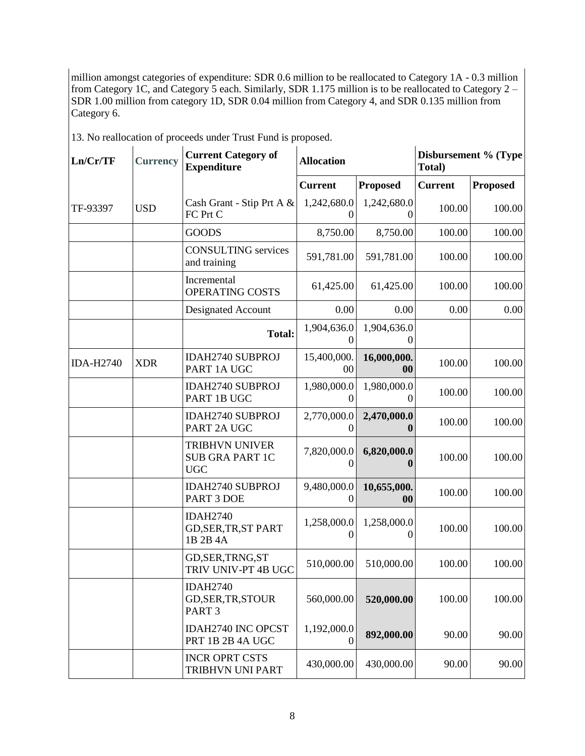million amongst categories of expenditure: SDR 0.6 million to be reallocated to Category 1A - 0.3 million from Category 1C, and Category 5 each. Similarly, SDR 1.175 million is to be reallocated to Category 2 – SDR 1.00 million from category 1D, SDR 0.04 million from Category 4, and SDR 0.135 million from Category 6.

13. No reallocation of proceeds under Trust Fund is proposed.

| Ln/Cr/TF | Currency | Current Category of Expenditure | Allocation | | Disbursement % (Type Total) | |
|---|---|---|---|---|---|---|
| | | | Current | Proposed | Current | Proposed |
| TF-93397 | USD | Cash Grant - Stip Prt A & FC Prt C | 1,242,680.00 | 1,242,680.00 | 100.00 | 100.00 |
| | | GOODS | 8,750.00 | 8,750.00 | 100.00 | 100.00 |
| | | CONSULTING services and training | 591,781.00 | 591,781.00 | 100.00 | 100.00 |
| | | Incremental OPERATING COSTS | 61,425.00 | 61,425.00 | 100.00 | 100.00 |
| | | Designated Account | 0.00 | 0.00 | 0.00 | 0.00 |
| | | **Total:** | 1,904,636.00 | 1,904,636.00 | | |
| IDA-H2740 | XDR | IDAH2740 SUBPROJ PART 1A UGC | 15,400,000.00 | **16,000,000.00** | 100.00 | 100.00 |
| | | IDAH2740 SUBPROJ PART 1B UGC | 1,980,000.00 | 1,980,000.00 | 100.00 | 100.00 |
| | | IDAH2740 SUBPROJ PART 2A UGC | 2,770,000.00 | **2,470,000.00** | 100.00 | 100.00 |
| | | TRIBHVN UNIVER SUB GRA PART 1C UGC | 7,820,000.00 | **6,820,000.00** | 100.00 | 100.00 |
| | | IDAH2740 SUBPROJ PART 3 DOE | 9,480,000.00 | **10,655,000.00** | 100.00 | 100.00 |
| | | IDAH2740 GD,SER,TR,ST PART 1B 2B 4A | 1,258,000.00 | 1,258,000.00 | 100.00 | 100.00 |
| | | GD,SER,TRNG,ST TRIV UNIV-PT 4B UGC | 510,000.00 | 510,000.00 | 100.00 | 100.00 |
| | | IDAH2740 GD,SER,TR,STOUR PART 3 | 560,000.00 | **520,000.00** | 100.00 | 100.00 |
| | | IDAH2740 INC OPCST PRT 1B 2B 4A UGC | 1,192,000.00 | **892,000.00** | 90.00 | 90.00 |
| | | INCR OPRT CSTS TRIBHVN UNI PART | 430,000.00 | 430,000.00 | 90.00 | 90.00 |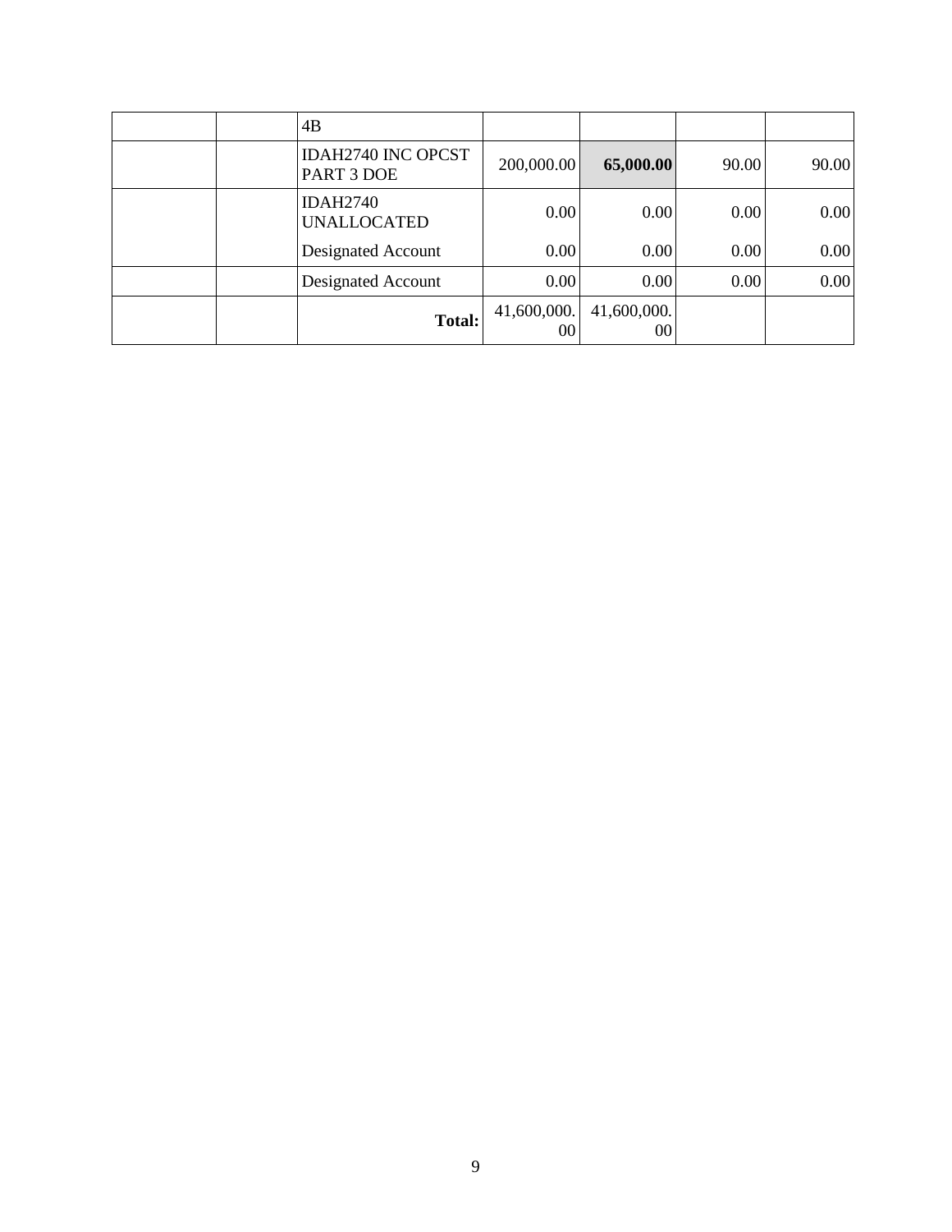| | | | | | | |
|---|---|---|---|---|---|---|
| | | 4B | | | | |
| | | IDAH2740 INC OPCST PART 3 DOE | 200,000.00 | **65,000.00** | 90.00 | 90.00 |
| | | IDAH2740 UNALLOCATED | 0.00 | 0.00 | 0.00 | 0.00 |
| | | Designated Account | 0.00 | 0.00 | 0.00 | 0.00 |
| | | Designated Account | 0.00 | 0.00 | 0.00 | 0.00 |
| | | **Total:** | 41,600,000.00 | 41,600,000.00 | | |